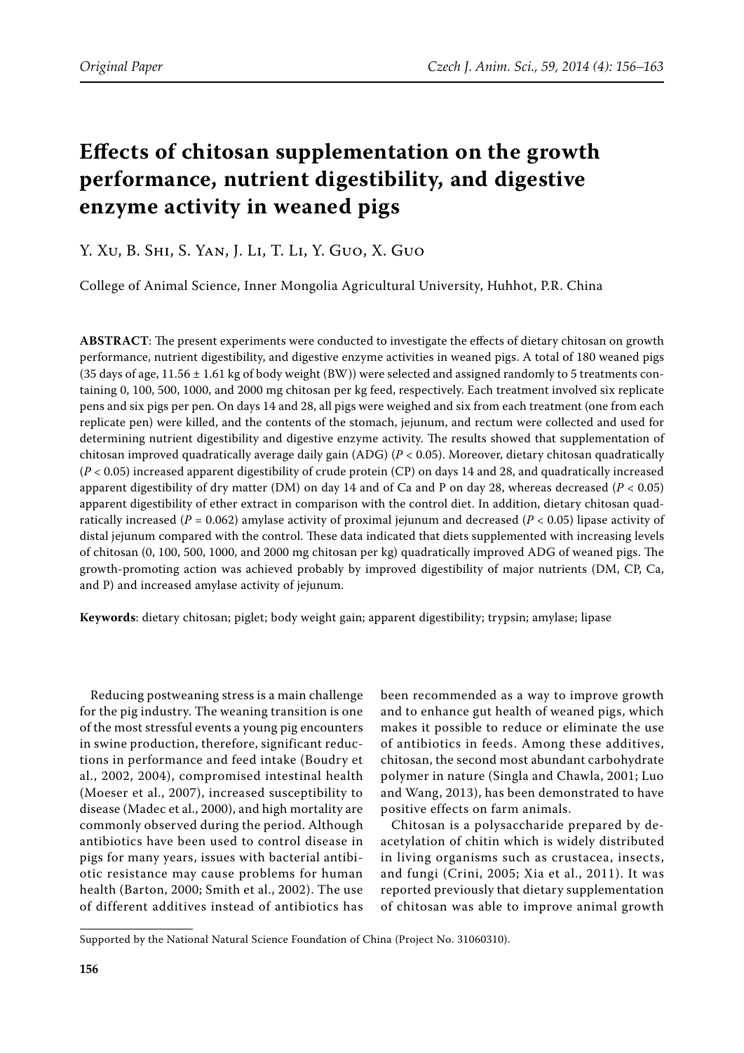Original Paper

# Effects of chitosan supplementation on the growth performance, nutrient digestibility, and digestive enzyme activity in weaned pigs

Y. Xu, B. Shi, S. Yan, J. Li, T. Li, Y. Guo, X. Guo

College of Animal Science, Inner Mongolia Agricultural University, Huhhot, P.R. China

**ABSTRACT**: The present experiments were conducted to investigate the effects of dietary chitosan on growth performance, nutrient digestibility, and digestive enzyme activities in weaned pigs. A total of 180 weaned pigs (35 days of age, 11.56 ± 1.61 kg of body weight (BW)) were selected and assigned randomly to 5 treatments containing 0, 100, 500, 1000, and 2000 mg chitosan per kg feed, respectively. Each treatment involved six replicate pens and six pigs per pen. On days 14 and 28, all pigs were weighed and six from each treatment (one from each replicate pen) were killed, and the contents of the stomach, jejunum, and rectum were collected and used for determining nutrient digestibility and digestive enzyme activity. The results showed that supplementation of chitosan improved quadratically average daily gain (ADG) ($P < 0.05$). Moreover, dietary chitosan quadratically ($P < 0.05$) increased apparent digestibility of crude protein (CP) on days 14 and 28, and quadratically increased apparent digestibility of dry matter (DM) on day 14 and of Ca and P on day 28, whereas decreased ($P < 0.05$) apparent digestibility of ether extract in comparison with the control diet. In addition, dietary chitosan quadratically increased ($P = 0.062$) amylase activity of proximal jejunum and decreased ($P < 0.05$) lipase activity of distal jejunum compared with the control. These data indicated that diets supplemented with increasing levels of chitosan (0, 100, 500, 1000, and 2000 mg chitosan per kg) quadratically improved ADG of weaned pigs. The growth-promoting action was achieved probably by improved digestibility of major nutrients (DM, CP, Ca, and P) and increased amylase activity of jejunum.

**Keywords**: dietary chitosan; piglet; body weight gain; apparent digestibility; trypsin; amylase; lipase

Reducing postweaning stress is a main challenge for the pig industry. The weaning transition is one of the most stressful events a young pig encounters in swine production, therefore, significant reductions in performance and feed intake (Boudry et al., 2002, 2004), compromised intestinal health (Moeser et al., 2007), increased susceptibility to disease (Madec et al., 2000), and high mortality are commonly observed during the period. Although antibiotics have been used to control disease in pigs for many years, issues with bacterial antibiotic resistance may cause problems for human health (Barton, 2000; Smith et al., 2002). The use of different additives instead of antibiotics has been recommended as a way to improve growth and to enhance gut health of weaned pigs, which makes it possible to reduce or eliminate the use of antibiotics in feeds. Among these additives, chitosan, the second most abundant carbohydrate polymer in nature (Singla and Chawla, 2001; Luo and Wang, 2013), has been demonstrated to have positive effects on farm animals.

Chitosan is a polysaccharide prepared by deacetylation of chitin which is widely distributed in living organisms such as crustacea, insects, and fungi (Crini, 2005; Xia et al., 2011). It was reported previously that dietary supplementation of chitosan was able to improve animal growth

Supported by the National Natural Science Foundation of China (Project No. 31060310).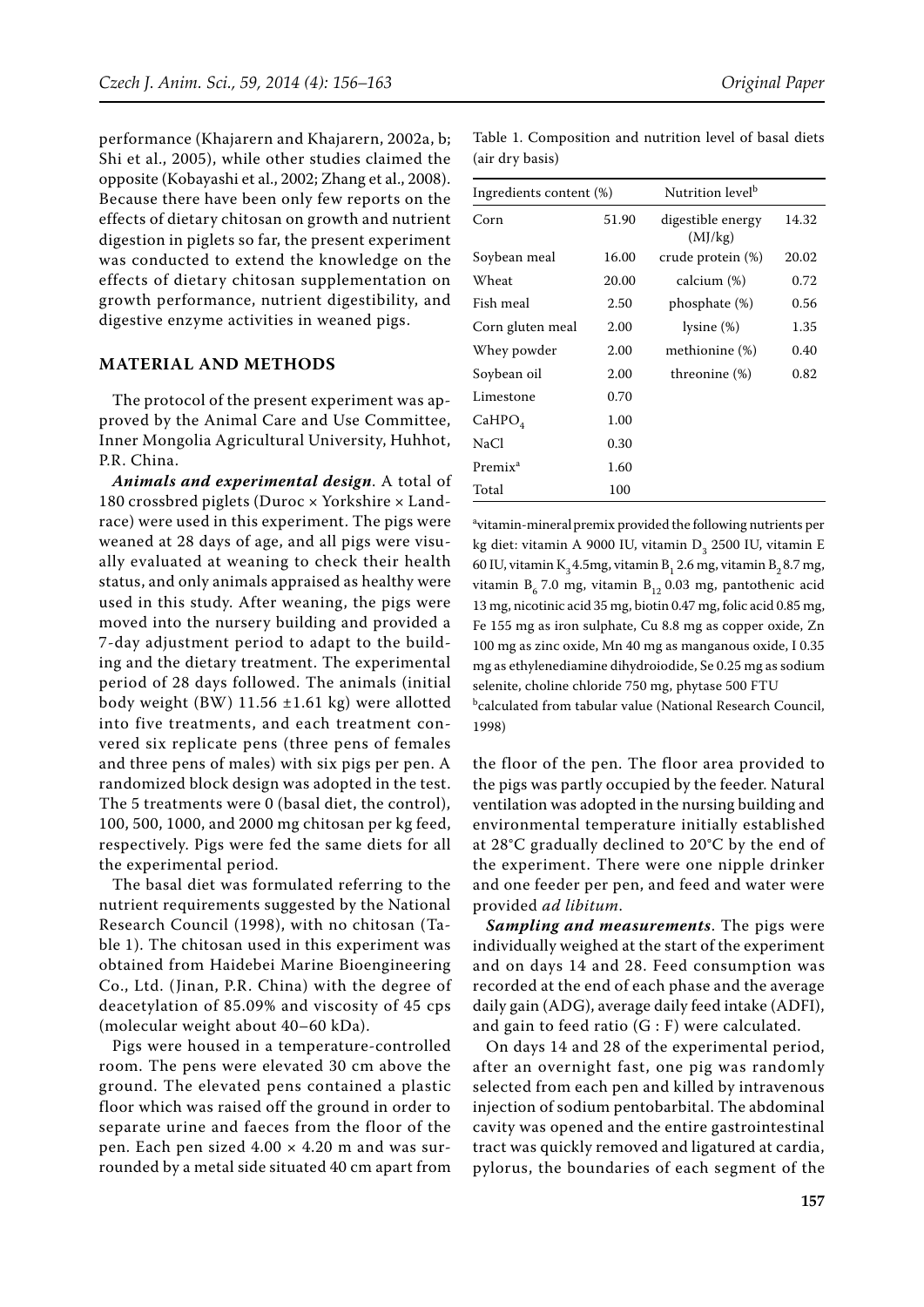performance (Khajarern and Khajarern, 2002a, b; Shi et al., 2005), while other studies claimed the opposite (Kobayashi et al., 2002; Zhang et al., 2008). Because there have been only few reports on the effects of dietary chitosan on growth and nutrient digestion in piglets so far, the present experiment was conducted to extend the knowledge on the effects of dietary chitosan supplementation on growth performance, nutrient digestibility, and digestive enzyme activities in weaned pigs.

## MATERIAL AND METHODS

The protocol of the present experiment was approved by the Animal Care and Use Committee, Inner Mongolia Agricultural University, Huhhot, P.R. China.

***Animals and experimental design***. A total of 180 crossbred piglets (Duroc × Yorkshire × Landrace) were used in this experiment. The pigs were weaned at 28 days of age, and all pigs were visually evaluated at weaning to check their health status, and only animals appraised as healthy were used in this study. After weaning, the pigs were moved into the nursery building and provided a 7-day adjustment period to adapt to the building and the dietary treatment. The experimental period of 28 days followed. The animals (initial body weight (BW) 11.56 ±1.61 kg) were allotted into five treatments, and each treatment convered six replicate pens (three pens of females and three pens of males) with six pigs per pen. A randomized block design was adopted in the test. The 5 treatments were 0 (basal diet, the control), 100, 500, 1000, and 2000 mg chitosan per kg feed, respectively. Pigs were fed the same diets for all the experimental period.

The basal diet was formulated referring to the nutrient requirements suggested by the National Research Council (1998), with no chitosan (Table 1). The chitosan used in this experiment was obtained from Haidebei Marine Bioengineering Co., Ltd. (Jinan, P.R. China) with the degree of deacetylation of 85.09% and viscosity of 45 cps (molecular weight about 40–60 kDa).

Pigs were housed in a temperature-controlled room. The pens were elevated 30 cm above the ground. The elevated pens contained a plastic floor which was raised off the ground in order to separate urine and faeces from the floor of the pen. Each pen sized 4.00 × 4.20 m and was surrounded by a metal side situated 40 cm apart from the floor of the pen. The floor area provided to the pigs was partly occupied by the feeder. Natural ventilation was adopted in the nursing building and environmental temperature initially established at 28°C gradually declined to 20°C by the end of the experiment. There were one nipple drinker and one feeder per pen, and feed and water were provided *ad libitum*.

***Sampling and measurements***. The pigs were individually weighed at the start of the experiment and on days 14 and 28. Feed consumption was recorded at the end of each phase and the average daily gain (ADG), average daily feed intake (ADFI), and gain to feed ratio (G : F) were calculated.

On days 14 and 28 of the experimental period, after an overnight fast, one pig was randomly selected from each pen and killed by intravenous injection of sodium pentobarbital. The abdominal cavity was opened and the entire gastrointestinal tract was quickly removed and ligatured at cardia, pylorus, the boundaries of each segment of the

Table 1. Composition and nutrition level of basal diets (air dry basis)

| Ingredients content (%) | | Nutrition level[b] | |
|---|---|---|---|
| Corn | 51.90 | digestible energy (MJ/kg) | 14.32 |
| Soybean meal | 16.00 | crude protein (%) | 20.02 |
| Wheat | 20.00 | calcium (%) | 0.72 |
| Fish meal | 2.50 | phosphate (%) | 0.56 |
| Corn gluten meal | 2.00 | lysine (%) | 1.35 |
| Whey powder | 2.00 | methionine (%) | 0.40 |
| Soybean oil | 2.00 | threonine (%) | 0.82 |
| Limestone | 0.70 | | |
| $CaHPO_4$ | 1.00 | | |
| NaCl | 0.30 | | |
| Premix[a] | 1.60 | | |
| Total | 100 | | |

[a]vitamin-mineral premix provided the following nutrients per kg diet: vitamin A 9000 IU, vitamin $D_3$ 2500 IU, vitamin E 60 IU, vitamin $K_3$ 4.5mg, vitamin $B_1$ 2.6 mg, vitamin $B_2$ 8.7 mg, vitamin $B_6$ 7.0 mg, vitamin $B_{12}$ 0.03 mg, pantothenic acid 13 mg, nicotinic acid 35 mg, biotin 0.47 mg, folic acid 0.85 mg, Fe 155 mg as iron sulphate, Cu 8.8 mg as copper oxide, Zn 100 mg as zinc oxide, Mn 40 mg as manganous oxide, I 0.35 mg as ethylenediamine dihydroiodide, Se 0.25 mg as sodium selenite, choline chloride 750 mg, phytase 500 FTU

[b]calculated from tabular value (National Research Council, 1998)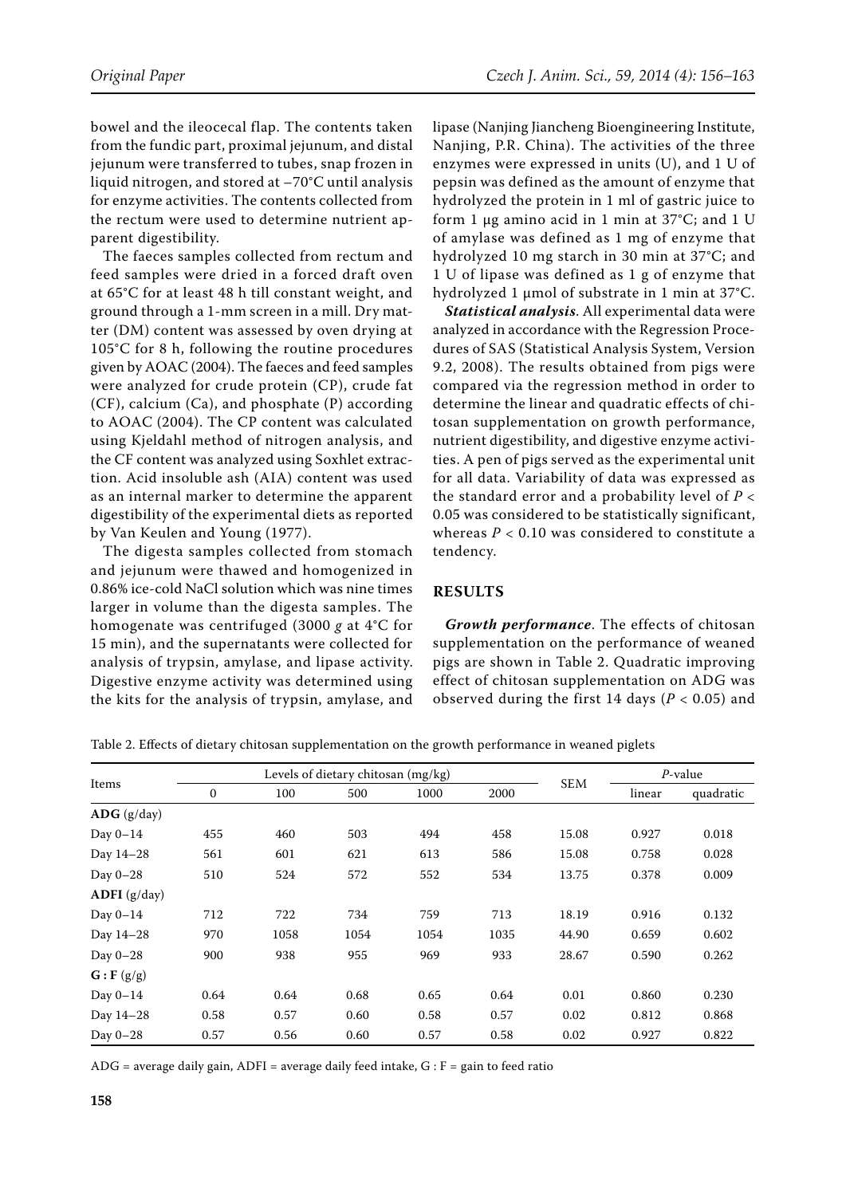bowel and the ileocecal flap. The contents taken from the fundic part, proximal jejunum, and distal jejunum were transferred to tubes, snap frozen in liquid nitrogen, and stored at –70°C until analysis for enzyme activities. The contents collected from the rectum were used to determine nutrient apparent digestibility.

The faeces samples collected from rectum and feed samples were dried in a forced draft oven at 65°C for at least 48 h till constant weight, and ground through a 1-mm screen in a mill. Dry matter (DM) content was assessed by oven drying at 105°C for 8 h, following the routine procedures given by AOAC (2004). The faeces and feed samples were analyzed for crude protein (CP), crude fat (CF), calcium (Ca), and phosphate (P) according to AOAC (2004). The CP content was calculated using Kjeldahl method of nitrogen analysis, and the CF content was analyzed using Soxhlet extraction. Acid insoluble ash (AIA) content was used as an internal marker to determine the apparent digestibility of the experimental diets as reported by Van Keulen and Young (1977).

The digesta samples collected from stomach and jejunum were thawed and homogenized in 0.86% ice-cold NaCl solution which was nine times larger in volume than the digesta samples. The homogenate was centrifuged (3000 *g* at 4°C for 15 min), and the supernatants were collected for analysis of trypsin, amylase, and lipase activity. Digestive enzyme activity was determined using the kits for the analysis of trypsin, amylase, and lipase (Nanjing Jiancheng Bioengineering Institute, Nanjing, P.R. China). The activities of the three enzymes were expressed in units (U), and 1 U of pepsin was defined as the amount of enzyme that hydrolyzed the protein in 1 ml of gastric juice to form 1 μg amino acid in 1 min at 37°C; and 1 U of amylase was defined as 1 mg of enzyme that hydrolyzed 10 mg starch in 30 min at 37°C; and 1 U of lipase was defined as 1 g of enzyme that hydrolyzed 1 μmol of substrate in 1 min at 37°C.

***Statistical analysis***. All experimental data were analyzed in accordance with the Regression Procedures of SAS (Statistical Analysis System, Version 9.2, 2008). The results obtained from pigs were compared via the regression method in order to determine the linear and quadratic effects of chitosan supplementation on growth performance, nutrient digestibility, and digestive enzyme activities. A pen of pigs served as the experimental unit for all data. Variability of data was expressed as the standard error and a probability level of $P < 0.05$ was considered to be statistically significant, whereas $P < 0.10$ was considered to constitute a tendency.

## RESULTS

***Growth performance***. The effects of chitosan supplementation on the performance of weaned pigs are shown in Table 2. Quadratic improving effect of chitosan supplementation on ADG was observed during the first 14 days ($P < 0.05$) and

Table 2. Effects of dietary chitosan supplementation on the growth performance in weaned piglets

| Items | Levels of dietary chitosan (mg/kg) | | | | | SEM | *P*-value | |
|---|---|---|---|---|---|---|---|---|
| | 0 | 100 | 500 | 1000 | 2000 | | linear | quadratic |
| **ADG** (g/day) | | | | | | | | |
| Day 0–14 | 455 | 460 | 503 | 494 | 458 | 15.08 | 0.927 | 0.018 |
| Day 14–28 | 561 | 601 | 621 | 613 | 586 | 15.08 | 0.758 | 0.028 |
| Day 0–28 | 510 | 524 | 572 | 552 | 534 | 13.75 | 0.378 | 0.009 |
| **ADFI** (g/day) | | | | | | | | |
| Day 0–14 | 712 | 722 | 734 | 759 | 713 | 18.19 | 0.916 | 0.132 |
| Day 14–28 | 970 | 1058 | 1054 | 1054 | 1035 | 44.90 | 0.659 | 0.602 |
| Day 0–28 | 900 | 938 | 955 | 969 | 933 | 28.67 | 0.590 | 0.262 |
| **G : F** (g/g) | | | | | | | | |
| Day 0–14 | 0.64 | 0.64 | 0.68 | 0.65 | 0.64 | 0.01 | 0.860 | 0.230 |
| Day 14–28 | 0.58 | 0.57 | 0.60 | 0.58 | 0.57 | 0.02 | 0.812 | 0.868 |
| Day 0–28 | 0.57 | 0.56 | 0.60 | 0.57 | 0.58 | 0.02 | 0.927 | 0.822 |

ADG = average daily gain, ADFI = average daily feed intake, G : F = gain to feed ratio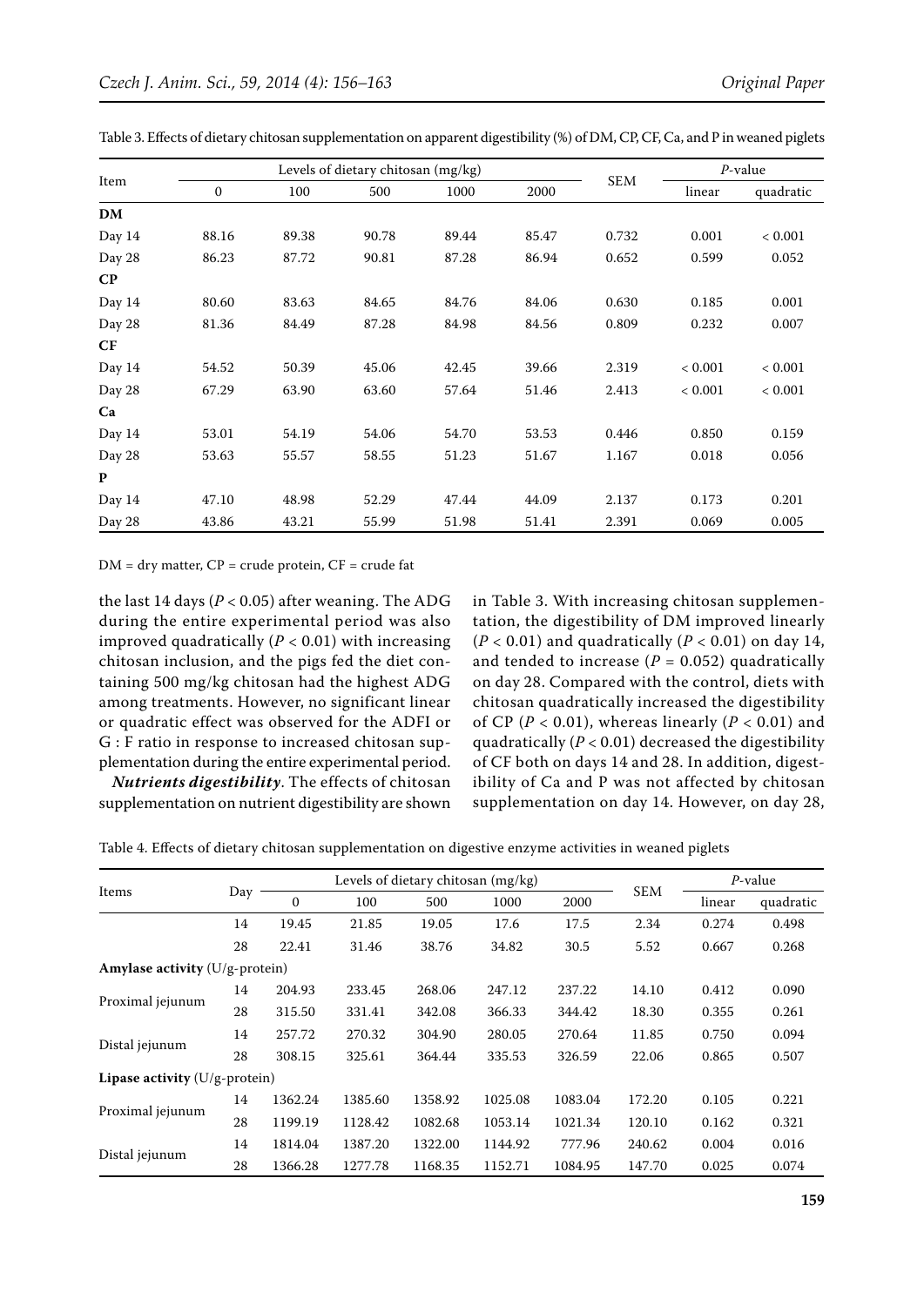Table 3. Effects of dietary chitosan supplementation on apparent digestibility (%) of DM, CP, CF, Ca, and P in weaned piglets

| Item | Levels of dietary chitosan (mg/kg) | | | | | SEM | $P$-value | |
|---|---|---|---|---|---|---|---|---|
| | 0 | 100 | 500 | 1000 | 2000 | | linear | quadratic |
| **DM** | | | | | | | | |
| Day 14 | 88.16 | 89.38 | 90.78 | 89.44 | 85.47 | 0.732 | 0.001 | < 0.001 |
| Day 28 | 86.23 | 87.72 | 90.81 | 87.28 | 86.94 | 0.652 | 0.599 | 0.052 |
| **CP** | | | | | | | | |
| Day 14 | 80.60 | 83.63 | 84.65 | 84.76 | 84.06 | 0.630 | 0.185 | 0.001 |
| Day 28 | 81.36 | 84.49 | 87.28 | 84.98 | 84.56 | 0.809 | 0.232 | 0.007 |
| **CF** | | | | | | | | |
| Day 14 | 54.52 | 50.39 | 45.06 | 42.45 | 39.66 | 2.319 | < 0.001 | < 0.001 |
| Day 28 | 67.29 | 63.90 | 63.60 | 57.64 | 51.46 | 2.413 | < 0.001 | < 0.001 |
| **Ca** | | | | | | | | |
| Day 14 | 53.01 | 54.19 | 54.06 | 54.70 | 53.53 | 0.446 | 0.850 | 0.159 |
| Day 28 | 53.63 | 55.57 | 58.55 | 51.23 | 51.67 | 1.167 | 0.018 | 0.056 |
| **P** | | | | | | | | |
| Day 14 | 47.10 | 48.98 | 52.29 | 47.44 | 44.09 | 2.137 | 0.173 | 0.201 |
| Day 28 | 43.86 | 43.21 | 55.99 | 51.98 | 51.41 | 2.391 | 0.069 | 0.005 |

DM = dry matter, CP = crude protein, CF = crude fat

the last 14 days ($P < 0.05$) after weaning. The ADG during the entire experimental period was also improved quadratically ($P < 0.01$) with increasing chitosan inclusion, and the pigs fed the diet containing 500 mg/kg chitosan had the highest ADG among treatments. However, no significant linear or quadratic effect was observed for the ADFI or G : F ratio in response to increased chitosan supplementation during the entire experimental period.

***Nutrients digestibility***. The effects of chitosan supplementation on nutrient digestibility are shown in Table 3. With increasing chitosan supplementation, the digestibility of DM improved linearly ($P < 0.01$) and quadratically ($P < 0.01$) on day 14, and tended to increase ($P = 0.052$) quadratically on day 28. Compared with the control, diets with chitosan quadratically increased the digestibility of CP ($P < 0.01$), whereas linearly ($P < 0.01$) and quadratically ($P < 0.01$) decreased the digestibility of CF both on days 14 and 28. In addition, digestibility of Ca and P was not affected by chitosan supplementation on day 14. However, on day 28,

Table 4. Effects of dietary chitosan supplementation on digestive enzyme activities in weaned piglets

| Items | Day | Levels of dietary chitosan (mg/kg) | | | | | SEM | $P$-value | |
|---|---|---|---|---|---|---|---|---|---|
| | | 0 | 100 | 500 | 1000 | 2000 | | linear | quadratic |
| | 14 | 19.45 | 21.85 | 19.05 | 17.6 | 17.5 | 2.34 | 0.274 | 0.498 |
| | 28 | 22.41 | 31.46 | 38.76 | 34.82 | 30.5 | 5.52 | 0.667 | 0.268 |
| **Amylase activity** (U/g-protein) | | | | | | | | | |
| Proximal jejunum | 14 | 204.93 | 233.45 | 268.06 | 247.12 | 237.22 | 14.10 | 0.412 | 0.090 |
| | 28 | 315.50 | 331.41 | 342.08 | 366.33 | 344.42 | 18.30 | 0.355 | 0.261 |
| Distal jejunum | 14 | 257.72 | 270.32 | 304.90 | 280.05 | 270.64 | 11.85 | 0.750 | 0.094 |
| | 28 | 308.15 | 325.61 | 364.44 | 335.53 | 326.59 | 22.06 | 0.865 | 0.507 |
| **Lipase activity** (U/g-protein) | | | | | | | | | |
| Proximal jejunum | 14 | 1362.24 | 1385.60 | 1358.92 | 1025.08 | 1083.04 | 172.20 | 0.105 | 0.221 |
| | 28 | 1199.19 | 1128.42 | 1082.68 | 1053.14 | 1021.34 | 120.10 | 0.162 | 0.321 |
| Distal jejunum | 14 | 1814.04 | 1387.20 | 1322.00 | 1144.92 | 777.96 | 240.62 | 0.004 | 0.016 |
| | 28 | 1366.28 | 1277.78 | 1168.35 | 1152.71 | 1084.95 | 147.70 | 0.025 | 0.074 |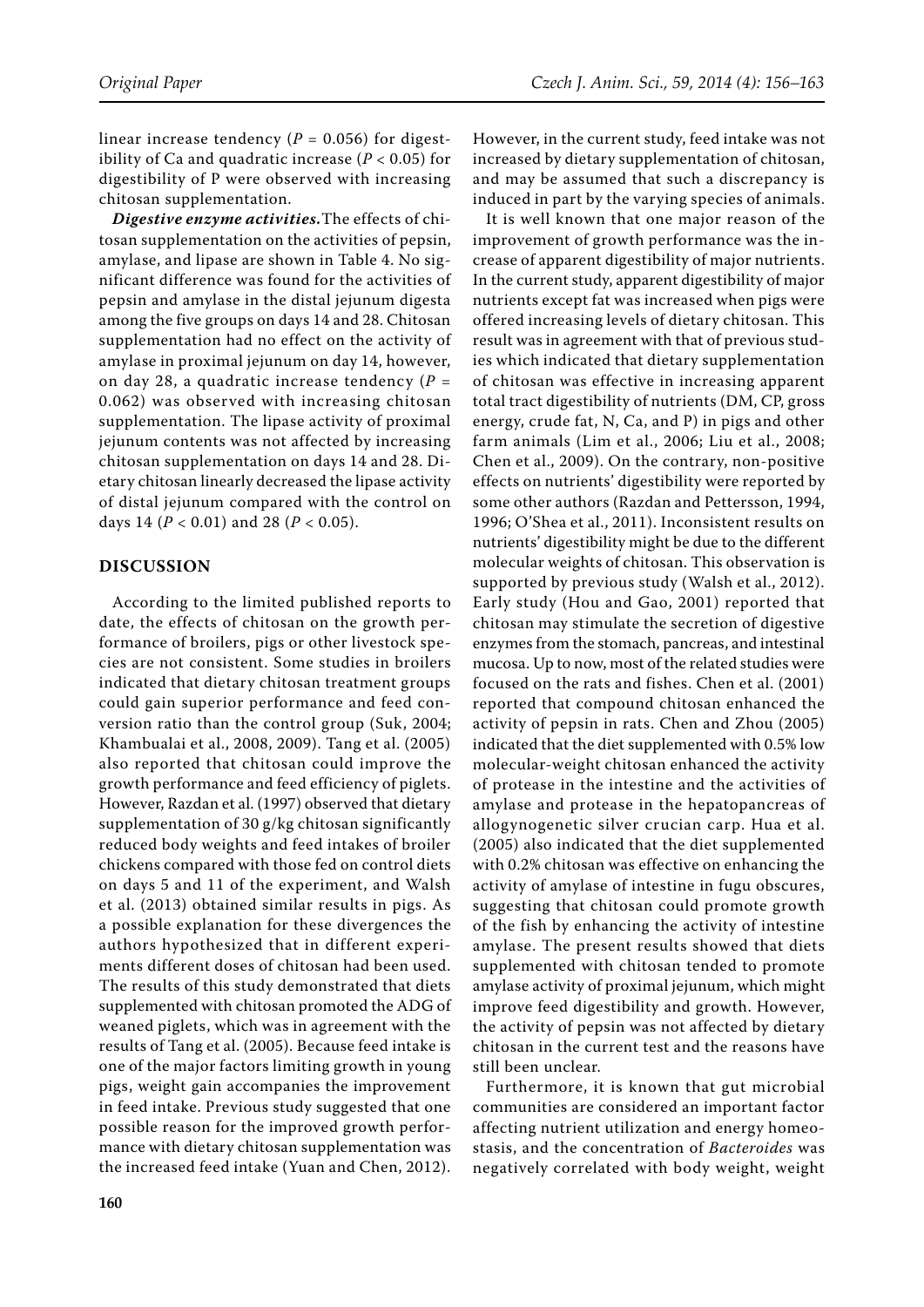linear increase tendency ($P = 0.056$) for digestibility of Ca and quadratic increase ($P < 0.05$) for digestibility of P were observed with increasing chitosan supplementation.

***Digestive enzyme activities.*** The effects of chitosan supplementation on the activities of pepsin, amylase, and lipase are shown in Table 4. No significant difference was found for the activities of pepsin and amylase in the distal jejunum digesta among the five groups on days 14 and 28. Chitosan supplementation had no effect on the activity of amylase in proximal jejunum on day 14, however, on day 28, a quadratic increase tendency ($P = 0.062$) was observed with increasing chitosan supplementation. The lipase activity of proximal jejunum contents was not affected by increasing chitosan supplementation on days 14 and 28. Dietary chitosan linearly decreased the lipase activity of distal jejunum compared with the control on days 14 ($P < 0.01$) and 28 ($P < 0.05$).

## DISCUSSION

According to the limited published reports to date, the effects of chitosan on the growth performance of broilers, pigs or other livestock species are not consistent. Some studies in broilers indicated that dietary chitosan treatment groups could gain superior performance and feed conversion ratio than the control group (Suk, 2004; Khambualai et al., 2008, 2009). Tang et al. (2005) also reported that chitosan could improve the growth performance and feed efficiency of piglets. However, Razdan et al. (1997) observed that dietary supplementation of 30 g/kg chitosan significantly reduced body weights and feed intakes of broiler chickens compared with those fed on control diets on days 5 and 11 of the experiment, and Walsh et al. (2013) obtained similar results in pigs. As a possible explanation for these divergences the authors hypothesized that in different experiments different doses of chitosan had been used. The results of this study demonstrated that diets supplemented with chitosan promoted the ADG of weaned piglets, which was in agreement with the results of Tang et al. (2005). Because feed intake is one of the major factors limiting growth in young pigs, weight gain accompanies the improvement in feed intake. Previous study suggested that one possible reason for the improved growth performance with dietary chitosan supplementation was the increased feed intake (Yuan and Chen, 2012). However, in the current study, feed intake was not increased by dietary supplementation of chitosan, and may be assumed that such a discrepancy is induced in part by the varying species of animals.

It is well known that one major reason of the improvement of growth performance was the increase of apparent digestibility of major nutrients. In the current study, apparent digestibility of major nutrients except fat was increased when pigs were offered increasing levels of dietary chitosan. This result was in agreement with that of previous studies which indicated that dietary supplementation of chitosan was effective in increasing apparent total tract digestibility of nutrients (DM, CP, gross energy, crude fat, N, Ca, and P) in pigs and other farm animals (Lim et al., 2006; Liu et al., 2008; Chen et al., 2009). On the contrary, non-positive effects on nutrients' digestibility were reported by some other authors (Razdan and Pettersson, 1994, 1996; O'Shea et al., 2011). Inconsistent results on nutrients' digestibility might be due to the different molecular weights of chitosan. This observation is supported by previous study (Walsh et al., 2012). Early study (Hou and Gao, 2001) reported that chitosan may stimulate the secretion of digestive enzymes from the stomach, pancreas, and intestinal mucosa. Up to now, most of the related studies were focused on the rats and fishes. Chen et al. (2001) reported that compound chitosan enhanced the activity of pepsin in rats. Chen and Zhou (2005) indicated that the diet supplemented with 0.5% low molecular-weight chitosan enhanced the activity of protease in the intestine and the activities of amylase and protease in the hepatopancreas of allogynogenetic silver crucian carp. Hua et al. (2005) also indicated that the diet supplemented with 0.2% chitosan was effective on enhancing the activity of amylase of intestine in fugu obscures, suggesting that chitosan could promote growth of the fish by enhancing the activity of intestine amylase. The present results showed that diets supplemented with chitosan tended to promote amylase activity of proximal jejunum, which might improve feed digestibility and growth. However, the activity of pepsin was not affected by dietary chitosan in the current test and the reasons have still been unclear.

Furthermore, it is known that gut microbial communities are considered an important factor affecting nutrient utilization and energy homeostasis, and the concentration of *Bacteroides* was negatively correlated with body weight, weight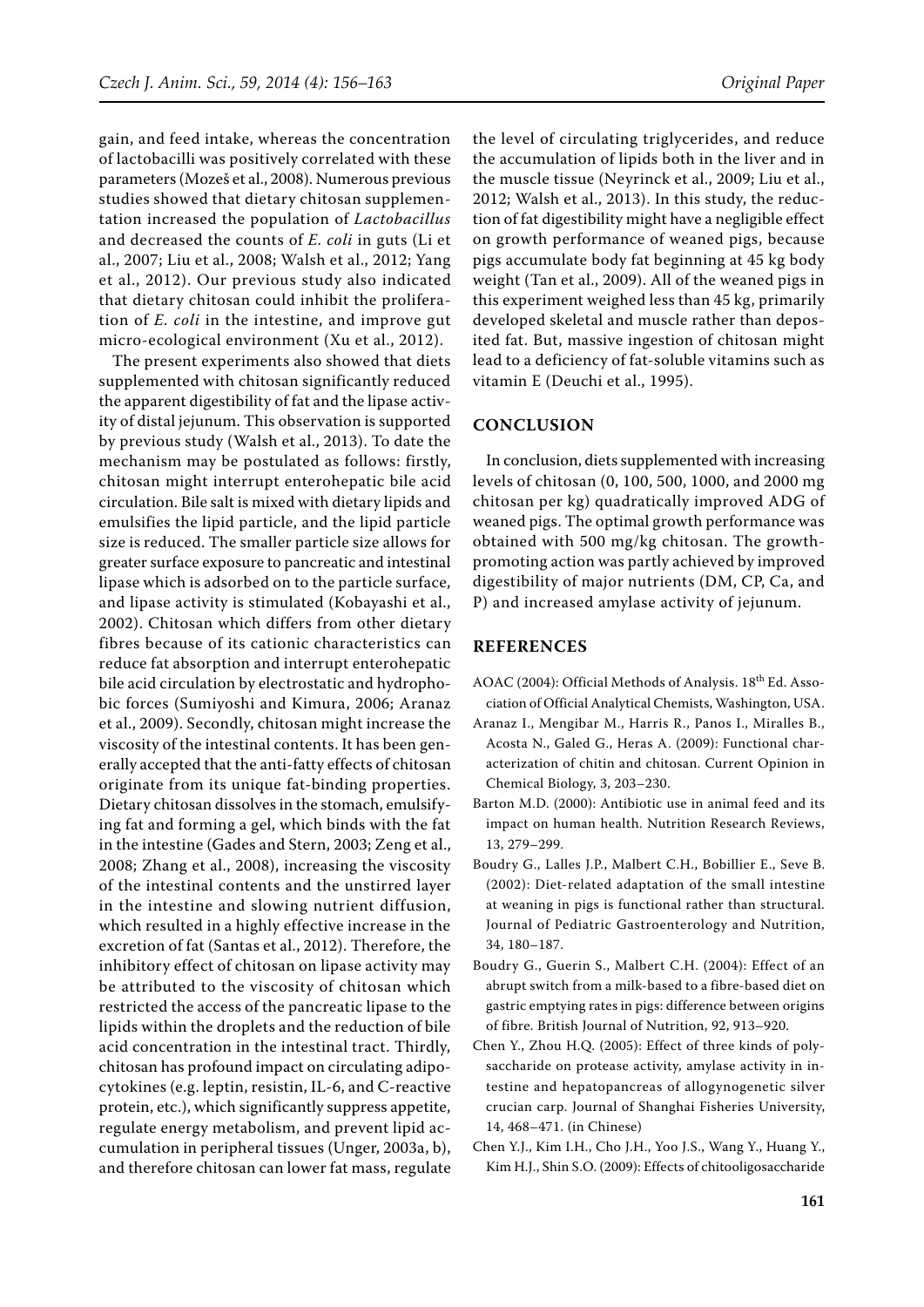gain, and feed intake, whereas the concentration of lactobacilli was positively correlated with these parameters (Mozeš et al., 2008). Numerous previous studies showed that dietary chitosan supplementation increased the population of *Lactobacillus* and decreased the counts of *E. coli* in guts (Li et al., 2007; Liu et al., 2008; Walsh et al., 2012; Yang et al., 2012). Our previous study also indicated that dietary chitosan could inhibit the proliferation of *E. coli* in the intestine, and improve gut micro-ecological environment (Xu et al., 2012).

The present experiments also showed that diets supplemented with chitosan significantly reduced the apparent digestibility of fat and the lipase activity of distal jejunum. This observation is supported by previous study (Walsh et al., 2013). To date the mechanism may be postulated as follows: firstly, chitosan might interrupt enterohepatic bile acid circulation. Bile salt is mixed with dietary lipids and emulsifies the lipid particle, and the lipid particle size is reduced. The smaller particle size allows for greater surface exposure to pancreatic and intestinal lipase which is adsorbed on to the particle surface, and lipase activity is stimulated (Kobayashi et al., 2002). Chitosan which differs from other dietary fibres because of its cationic characteristics can reduce fat absorption and interrupt enterohepatic bile acid circulation by electrostatic and hydrophobic forces (Sumiyoshi and Kimura, 2006; Aranaz et al., 2009). Secondly, chitosan might increase the viscosity of the intestinal contents. It has been generally accepted that the anti-fatty effects of chitosan originate from its unique fat-binding properties. Dietary chitosan dissolves in the stomach, emulsifying fat and forming a gel, which binds with the fat in the intestine (Gades and Stern, 2003; Zeng et al., 2008; Zhang et al., 2008), increasing the viscosity of the intestinal contents and the unstirred layer in the intestine and slowing nutrient diffusion, which resulted in a highly effective increase in the excretion of fat (Santas et al., 2012). Therefore, the inhibitory effect of chitosan on lipase activity may be attributed to the viscosity of chitosan which restricted the access of the pancreatic lipase to the lipids within the droplets and the reduction of bile acid concentration in the intestinal tract. Thirdly, chitosan has profound impact on circulating adipocytokines (e.g. leptin, resistin, IL-6, and C-reactive protein, etc.), which significantly suppress appetite, regulate energy metabolism, and prevent lipid accumulation in peripheral tissues (Unger, 2003a, b), and therefore chitosan can lower fat mass, regulate the level of circulating triglycerides, and reduce the accumulation of lipids both in the liver and in the muscle tissue (Neyrinck et al., 2009; Liu et al., 2012; Walsh et al., 2013). In this study, the reduction of fat digestibility might have a negligible effect on growth performance of weaned pigs, because pigs accumulate body fat beginning at 45 kg body weight (Tan et al., 2009). All of the weaned pigs in this experiment weighed less than 45 kg, primarily developed skeletal and muscle rather than deposited fat. But, massive ingestion of chitosan might lead to a deficiency of fat-soluble vitamins such as vitamin E (Deuchi et al., 1995).

## CONCLUSION

In conclusion, diets supplemented with increasing levels of chitosan (0, 100, 500, 1000, and 2000 mg chitosan per kg) quadratically improved ADG of weaned pigs. The optimal growth performance was obtained with 500 mg/kg chitosan. The growth-promoting action was partly achieved by improved digestibility of major nutrients (DM, CP, Ca, and P) and increased amylase activity of jejunum.

## REFERENCES

AOAC (2004): Official Methods of Analysis. 18th Ed. Association of Official Analytical Chemists, Washington, USA.

Aranaz I., Mengibar M., Harris R., Panos I., Miralles B., Acosta N., Galed G., Heras A. (2009): Functional characterization of chitin and chitosan. Current Opinion in Chemical Biology, 3, 203–230.

Barton M.D. (2000): Antibiotic use in animal feed and its impact on human health. Nutrition Research Reviews, 13, 279–299.

Boudry G., Lalles J.P., Malbert C.H., Bobillier E., Seve B. (2002): Diet-related adaptation of the small intestine at weaning in pigs is functional rather than structural. Journal of Pediatric Gastroenterology and Nutrition, 34, 180–187.

Boudry G., Guerin S., Malbert C.H. (2004): Effect of an abrupt switch from a milk-based to a fibre-based diet on gastric emptying rates in pigs: difference between origins of fibre. British Journal of Nutrition, 92, 913–920.

Chen Y., Zhou H.Q. (2005): Effect of three kinds of polysaccharide on protease activity, amylase activity in intestine and hepatopancreas of allogynogenetic silver crucian carp. Journal of Shanghai Fisheries University, 14, 468–471. (in Chinese)

Chen Y.J., Kim I.H., Cho J.H., Yoo J.S., Wang Y., Huang Y., Kim H.J., Shin S.O. (2009): Effects of chitooligosaccharide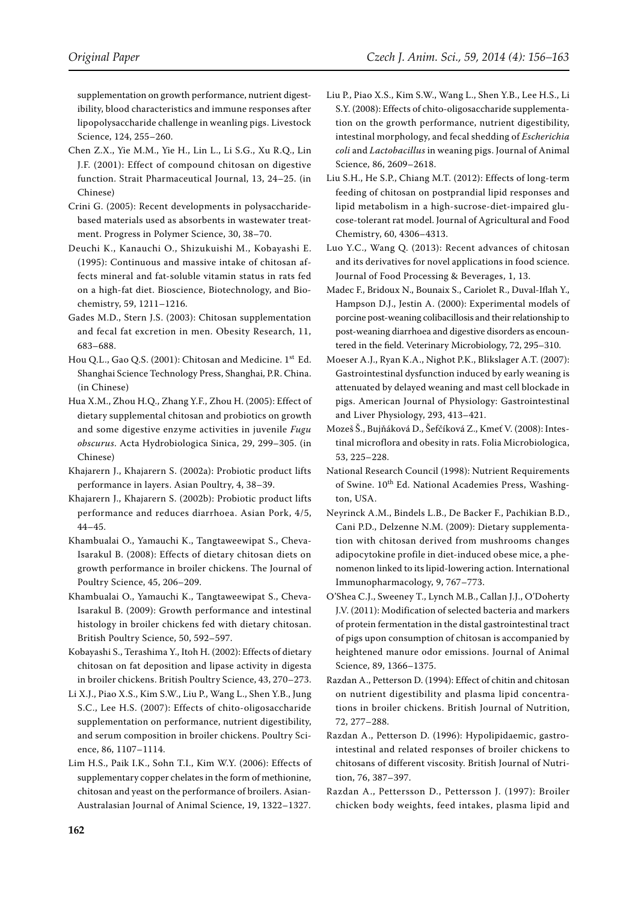supplementation on growth performance, nutrient digestibility, blood characteristics and immune responses after lipopolysaccharide challenge in weanling pigs. Livestock Science, 124, 255–260.

Chen Z.X., Yie M.M., Yie H., Lin L., Li S.G., Xu R.Q., Lin J.F. (2001): Effect of compound chitosan on digestive function. Strait Pharmaceutical Journal, 13, 24–25. (in Chinese)

Crini G. (2005): Recent developments in polysaccharide-based materials used as absorbents in wastewater treatment. Progress in Polymer Science, 30, 38–70.

Deuchi K., Kanauchi O., Shizukuishi M., Kobayashi E. (1995): Continuous and massive intake of chitosan affects mineral and fat-soluble vitamin status in rats fed on a high-fat diet. Bioscience, Biotechnology, and Biochemistry, 59, 1211–1216.

Gades M.D., Stern J.S. (2003): Chitosan supplementation and fecal fat excretion in men. Obesity Research, 11, 683–688.

Hou Q.L., Gao Q.S. (2001): Chitosan and Medicine. 1st Ed. Shanghai Science Technology Press, Shanghai, P.R. China. (in Chinese)

Hua X.M., Zhou H.Q., Zhang Y.F., Zhou H. (2005): Effect of dietary supplemental chitosan and probiotics on growth and some digestive enzyme activities in juvenile *Fugu obscurus*. Acta Hydrobiologica Sinica, 29, 299–305. (in Chinese)

Khajarern J., Khajarern S. (2002a): Probiotic product lifts performance in layers. Asian Poultry, 4, 38–39.

Khajarern J., Khajarern S. (2002b): Probiotic product lifts performance and reduces diarrhoea. Asian Pork, 4/5, 44–45.

Khambualai O., Yamauchi K., Tangtaweewipat S., Cheva-Isarakul B. (2008): Effects of dietary chitosan diets on growth performance in broiler chickens. The Journal of Poultry Science, 45, 206–209.

Khambualai O., Yamauchi K., Tangtaweewipat S., Cheva-Isarakul B. (2009): Growth performance and intestinal histology in broiler chickens fed with dietary chitosan. British Poultry Science, 50, 592–597.

Kobayashi S., Terashima Y., Itoh H. (2002): Effects of dietary chitosan on fat deposition and lipase activity in digesta in broiler chickens. British Poultry Science, 43, 270–273.

Li X.J., Piao X.S., Kim S.W., Liu P., Wang L., Shen Y.B., Jung S.C., Lee H.S. (2007): Effects of chito-oligosaccharide supplementation on performance, nutrient digestibility, and serum composition in broiler chickens. Poultry Science, 86, 1107–1114.

Lim H.S., Paik I.K., Sohn T.I., Kim W.Y. (2006): Effects of supplementary copper chelates in the form of methionine, chitosan and yeast on the performance of broilers. Asian-Australasian Journal of Animal Science, 19, 1322–1327.

Liu P., Piao X.S., Kim S.W., Wang L., Shen Y.B., Lee H.S., Li S.Y. (2008): Effects of chito-oligosaccharide supplementation on the growth performance, nutrient digestibility, intestinal morphology, and fecal shedding of *Escherichia coli* and *Lactobacillus* in weaning pigs. Journal of Animal Science, 86, 2609–2618.

Liu S.H., He S.P., Chiang M.T. (2012): Effects of long-term feeding of chitosan on postprandial lipid responses and lipid metabolism in a high-sucrose-diet-impaired glucose-tolerant rat model. Journal of Agricultural and Food Chemistry, 60, 4306–4313.

Luo Y.C., Wang Q. (2013): Recent advances of chitosan and its derivatives for novel applications in food science. Journal of Food Processing & Beverages, 1, 13.

Madec F., Bridoux N., Bounaix S., Cariolet R., Duval-Iflah Y., Hampson D.J., Jestin A. (2000): Experimental models of porcine post-weaning colibacillosis and their relationship to post-weaning diarrhoea and digestive disorders as encountered in the field. Veterinary Microbiology, 72, 295–310.

Moeser A.J., Ryan K.A., Nighot P.K., Blikslager A.T. (2007): Gastrointestinal dysfunction induced by early weaning is attenuated by delayed weaning and mast cell blockade in pigs. American Journal of Physiology: Gastrointestinal and Liver Physiology, 293, 413–421.

Mozeš Š., Bujňáková D., Šefčíková Z., Kmeť V. (2008): Intestinal microflora and obesity in rats. Folia Microbiologica, 53, 225–228.

National Research Council (1998): Nutrient Requirements of Swine. 10th Ed. National Academies Press, Washington, USA.

Neyrinck A.M., Bindels L.B., De Backer F., Pachikian B.D., Cani P.D., Delzenne N.M. (2009): Dietary supplementation with chitosan derived from mushrooms changes adipocytokine profile in diet-induced obese mice, a phenomenon linked to its lipid-lowering action. International Immunopharmacology, 9, 767–773.

O'Shea C.J., Sweeney T., Lynch M.B., Callan J.J., O'Doherty J.V. (2011): Modification of selected bacteria and markers of protein fermentation in the distal gastrointestinal tract of pigs upon consumption of chitosan is accompanied by heightened manure odor emissions. Journal of Animal Science, 89, 1366–1375.

Razdan A., Petterson D. (1994): Effect of chitin and chitosan on nutrient digestibility and plasma lipid concentrations in broiler chickens. British Journal of Nutrition, 72, 277–288.

Razdan A., Petterson D. (1996): Hypolipidaemic, gastrointestinal and related responses of broiler chickens to chitosans of different viscosity. British Journal of Nutrition, 76, 387–397.

Razdan A., Pettersson D., Pettersson J. (1997): Broiler chicken body weights, feed intakes, plasma lipid and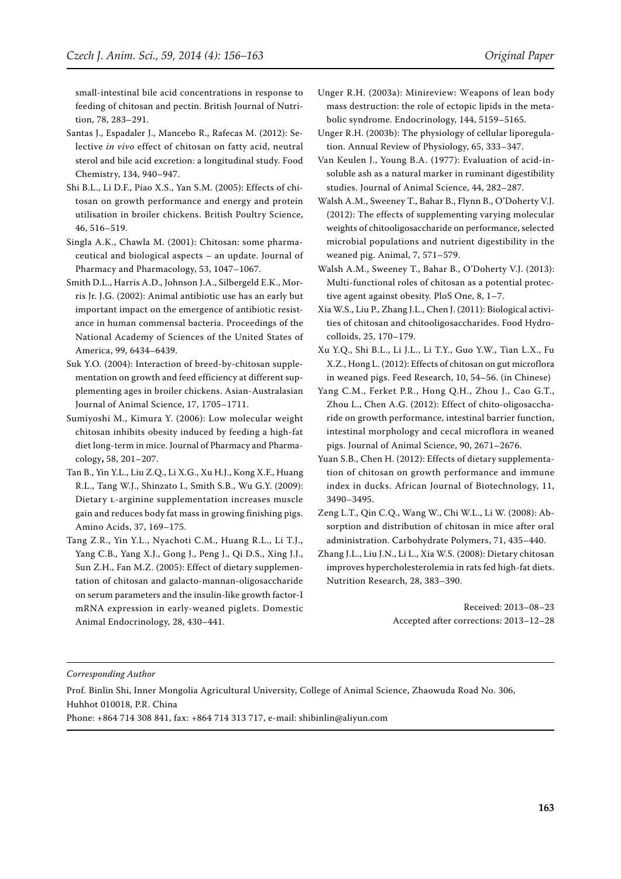small-intestinal bile acid concentrations in response to feeding of chitosan and pectin. British Journal of Nutrition, 78, 283–291.

Santas J., Espadaler J., Mancebo R., Rafecas M. (2012): Selective *in vivo* effect of chitosan on fatty acid, neutral sterol and bile acid excretion: a longitudinal study. Food Chemistry, 134, 940–947.

Shi B.L., Li D.F., Piao X.S., Yan S.M. (2005): Effects of chitosan on growth performance and energy and protein utilisation in broiler chickens. British Poultry Science, 46, 516–519.

Singla A.K., Chawla M. (2001): Chitosan: some pharmaceutical and biological aspects – an update. Journal of Pharmacy and Pharmacology, 53, 1047–1067.

Smith D.L., Harris A.D., Johnson J.A., Silbergeld E.K., Morris Jr. J.G. (2002): Animal antibiotic use has an early but important impact on the emergence of antibiotic resistance in human commensal bacteria. Proceedings of the National Academy of Sciences of the United States of America, 99, 6434–6439.

Suk Y.O. (2004): Interaction of breed-by-chitosan supplementation on growth and feed efficiency at different supplementing ages in broiler chickens. Asian-Australasian Journal of Animal Science, 17, 1705–1711.

Sumiyoshi M., Kimura Y. (2006): Low molecular weight chitosan inhibits obesity induced by feeding a high-fat diet long-term in mice. Journal of Pharmacy and Pharmacology, 58, 201–207.

Tan B., Yin Y.L., Liu Z.Q., Li X.G., Xu H.J., Kong X.F., Huang R.L., Tang W.J., Shinzato I., Smith S.B., Wu G.Y. (2009): Dietary L-arginine supplementation increases muscle gain and reduces body fat mass in growing finishing pigs. Amino Acids, 37, 169–175.

Tang Z.R., Yin Y.L., Nyachoti C.M., Huang R.L., Li T.J., Yang C.B., Yang X.J., Gong J., Peng J., Qi D.S., Xing J.J., Sun Z.H., Fan M.Z. (2005): Effect of dietary supplementation of chitosan and galacto-mannan-oligosaccharide on serum parameters and the insulin-like growth factor-I mRNA expression in early-weaned piglets. Domestic Animal Endocrinology, 28, 430–441.

Unger R.H. (2003a): Minireview: Weapons of lean body mass destruction: the role of ectopic lipids in the metabolic syndrome. Endocrinology, 144, 5159–5165.

Unger R.H. (2003b): The physiology of cellular liporegulation. Annual Review of Physiology, 65, 333–347.

Van Keulen J., Young B.A. (1977): Evaluation of acid-insoluble ash as a natural marker in ruminant digestibility studies. Journal of Animal Science, 44, 282–287.

Walsh A.M., Sweeney T., Bahar B., Flynn B., O'Doherty V.J. (2012): The effects of supplementing varying molecular weights of chitooligosaccharide on performance, selected microbial populations and nutrient digestibility in the weaned pig. Animal, 7, 571–579.

Walsh A.M., Sweeney T., Bahar B., O'Doherty V.J. (2013): Multi-functional roles of chitosan as a potential protective agent against obesity. PloS One, 8, 1–7.

Xia W.S., Liu P., Zhang J.L., Chen J. (2011): Biological activities of chitosan and chitooligosaccharides. Food Hydrocolloids, 25, 170–179.

Xu Y.Q., Shi B.L., Li J.L., Li T.Y., Guo Y.W., Tian L.X., Fu X.Z., Hong L. (2012): Effects of chitosan on gut microflora in weaned pigs. Feed Research, 10, 54–56. (in Chinese)

Yang C.M., Ferket P.R., Hong Q.H., Zhou J., Cao G.T., Zhou L., Chen A.G. (2012): Effect of chito-oligosaccharide on growth performance, intestinal barrier function, intestinal morphology and cecal microflora in weaned pigs. Journal of Animal Science, 90, 2671–2676.

Yuan S.B., Chen H. (2012): Effects of dietary supplementation of chitosan on growth performance and immune index in ducks. African Journal of Biotechnology, 11, 3490–3495.

Zeng L.T., Qin C.Q., Wang W., Chi W.L., Li W. (2008): Absorption and distribution of chitosan in mice after oral administration. Carbohydrate Polymers, 71, 435–440.

Zhang J.L., Liu J.N., Li L., Xia W.S. (2008): Dietary chitosan improves hypercholesterolemia in rats fed high-fat diets. Nutrition Research, 28, 383–390.

Received: 2013–08–23
Accepted after corrections: 2013–12–28

*Corresponding Author*

Prof. Binlin Shi, Inner Mongolia Agricultural University, College of Animal Science, Zhaowuda Road No. 306, Huhhot 010018, P.R. China
Phone: +864 714 308 841, fax: +864 714 313 717, e-mail: shibinlin@aliyun.com